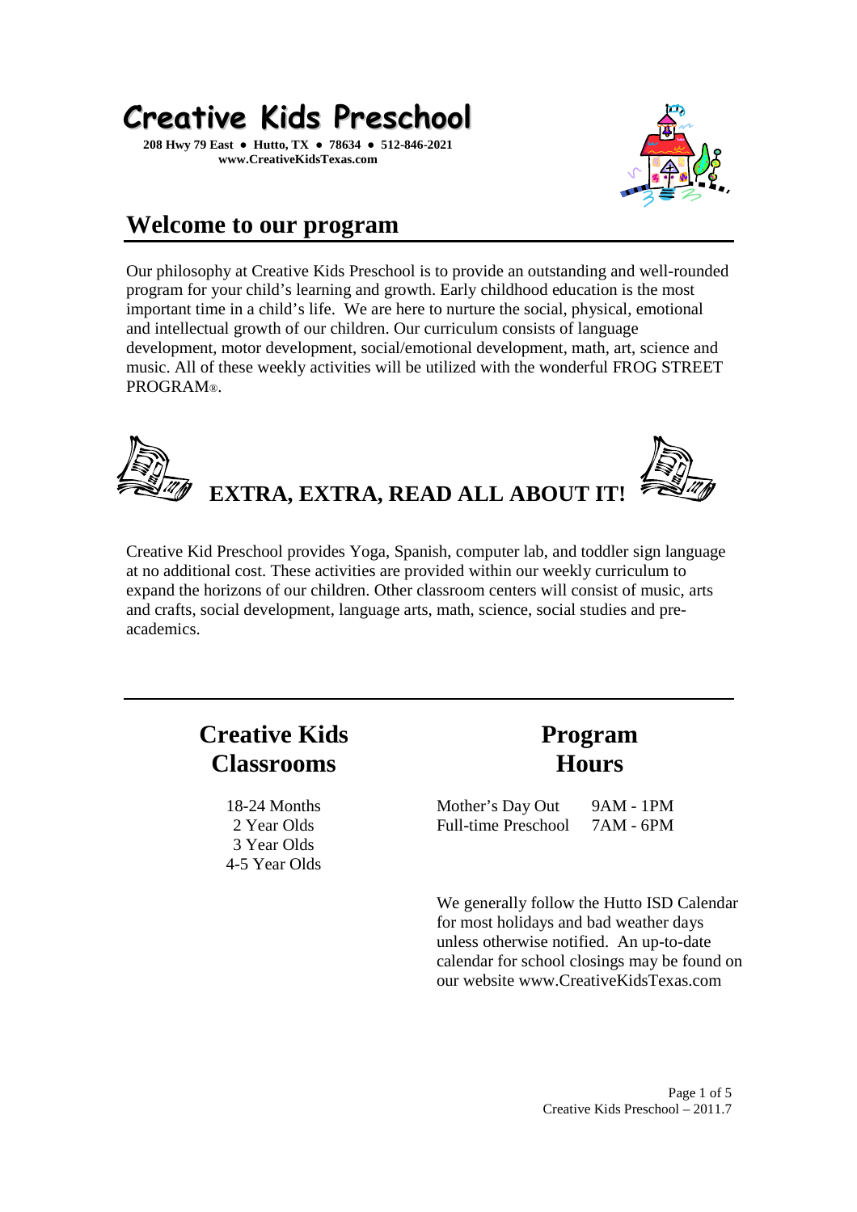# Creative Kids Preschool

**208 Hwy 79 East ● Hutto, TX ● 78634 ● 512-846-2021**
**www.CreativeKidsTexas.com**

## Welcome to our program

Our philosophy at Creative Kids Preschool is to provide an outstanding and well-rounded program for your child's learning and growth. Early childhood education is the most important time in a child's life. We are here to nurture the social, physical, emotional and intellectual growth of our children. Our curriculum consists of language development, motor development, social/emotional development, math, art, science and music. All of these weekly activities will be utilized with the wonderful FROG STREET PROGRAM®.

## EXTRA, EXTRA, READ ALL ABOUT IT!

Creative Kid Preschool provides Yoga, Spanish, computer lab, and toddler sign language at no additional cost. These activities are provided within our weekly curriculum to expand the horizons of our children. Other classroom centers will consist of music, arts and crafts, social development, language arts, math, science, social studies and pre-academics.

## Creative Kids Classrooms

18-24 Months
2 Year Olds
3 Year Olds
4-5 Year Olds

## Program Hours

| | |
|---|---|
| Mother's Day Out | 9AM - 1PM |
| Full-time Preschool | 7AM - 6PM |

We generally follow the Hutto ISD Calendar for most holidays and bad weather days unless otherwise notified. An up-to-date calendar for school closings may be found on our website www.CreativeKidsTexas.com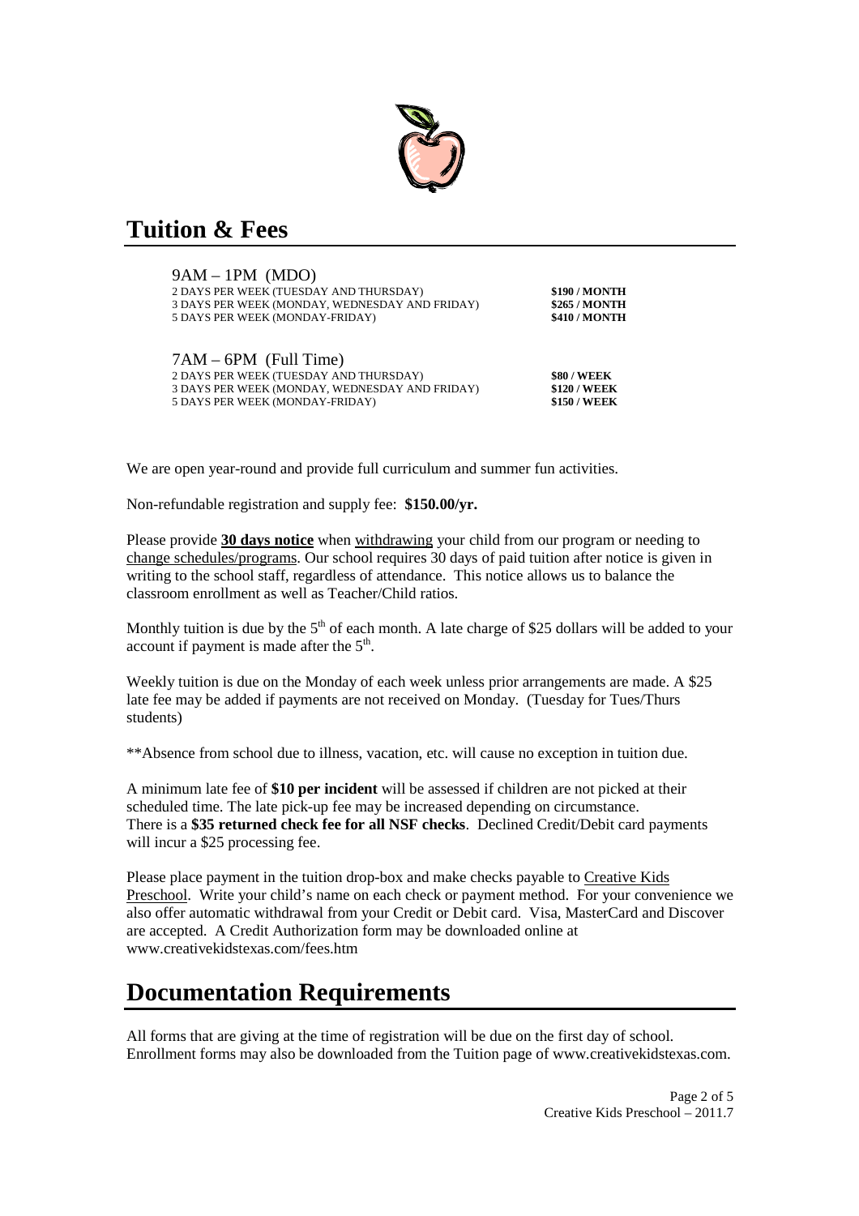## Tuition & Fees

9AM – 1PM (MDO)

| | |
|---|---|
| 2 DAYS PER WEEK (TUESDAY AND THURSDAY) | **\$190 / MONTH** |
| 3 DAYS PER WEEK (MONDAY, WEDNESDAY AND FRIDAY) | **\$265 / MONTH** |
| 5 DAYS PER WEEK (MONDAY-FRIDAY) | **\$410 / MONTH** |

7AM – 6PM (Full Time)

| | |
|---|---|
| 2 DAYS PER WEEK (TUESDAY AND THURSDAY) | **\$80 / WEEK** |
| 3 DAYS PER WEEK (MONDAY, WEDNESDAY AND FRIDAY) | **\$120 / WEEK** |
| 5 DAYS PER WEEK (MONDAY-FRIDAY) | **\$150 / WEEK** |

We are open year-round and provide full curriculum and summer fun activities.

Non-refundable registration and supply fee: **\$150.00/yr.**

Please provide **30 days notice** when withdrawing your child from our program or needing to change schedules/programs. Our school requires 30 days of paid tuition after notice is given in writing to the school staff, regardless of attendance. This notice allows us to balance the classroom enrollment as well as Teacher/Child ratios.

Monthly tuition is due by the 5th of each month. A late charge of \$25 dollars will be added to your account if payment is made after the 5th.

Weekly tuition is due on the Monday of each week unless prior arrangements are made. A \$25 late fee may be added if payments are not received on Monday. (Tuesday for Tues/Thurs students)

**Absence from school due to illness, vacation, etc. will cause no exception in tuition due.

A minimum late fee of **\$10 per incident** will be assessed if children are not picked at their scheduled time. The late pick-up fee may be increased depending on circumstance.
There is a **\$35 returned check fee for all NSF checks**. Declined Credit/Debit card payments will incur a \$25 processing fee.

Please place payment in the tuition drop-box and make checks payable to Creative Kids Preschool. Write your child's name on each check or payment method. For your convenience we also offer automatic withdrawal from your Credit or Debit card. Visa, MasterCard and Discover are accepted. A Credit Authorization form may be downloaded online at www.creativekidstexas.com/fees.htm

## Documentation Requirements

All forms that are giving at the time of registration will be due on the first day of school. Enrollment forms may also be downloaded from the Tuition page of www.creativekidstexas.com.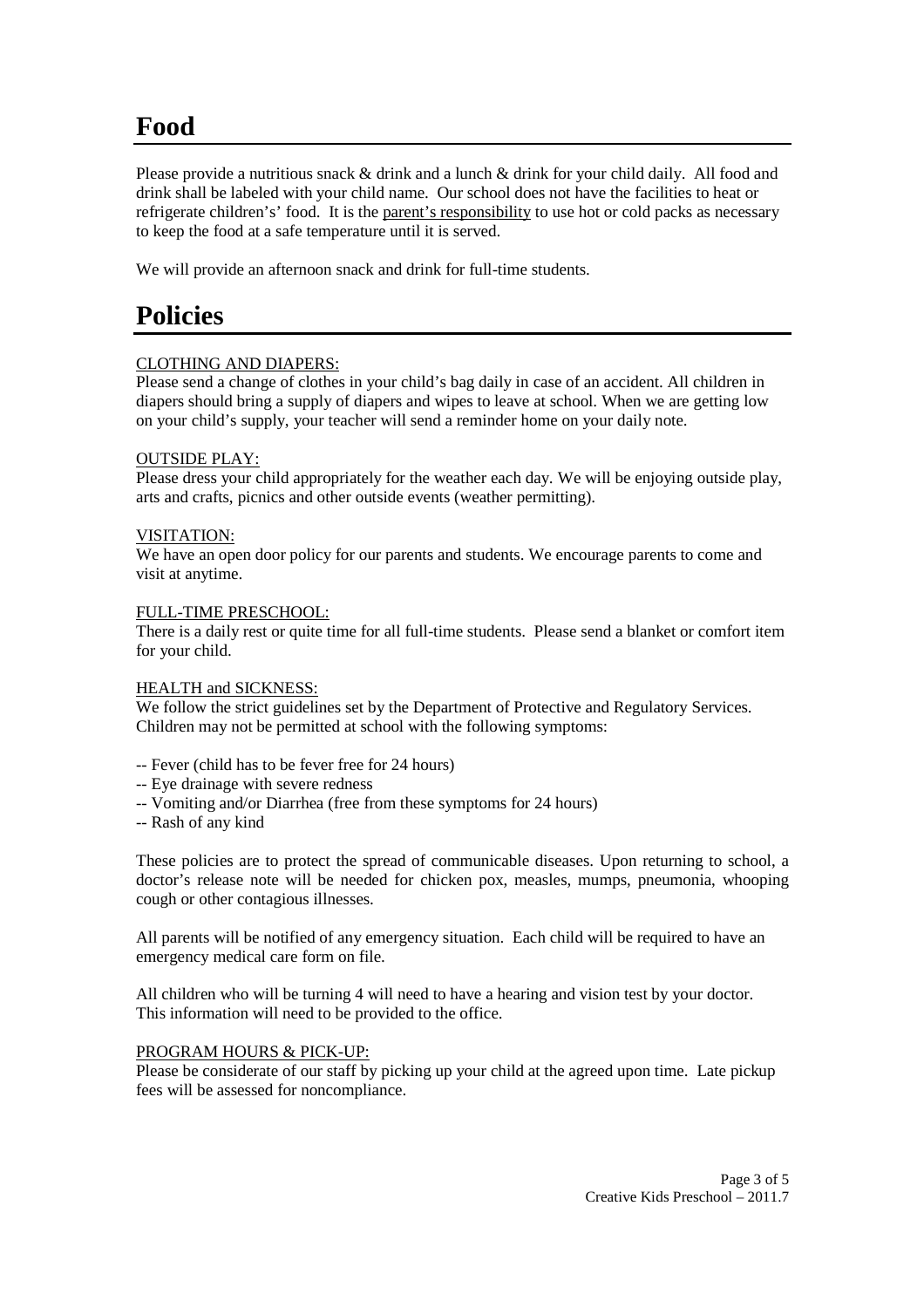# Food

Please provide a nutritious snack & drink and a lunch & drink for your child daily. All food and drink shall be labeled with your child name. Our school does not have the facilities to heat or refrigerate children's' food. It is the parent's responsibility to use hot or cold packs as necessary to keep the food at a safe temperature until it is served.

We will provide an afternoon snack and drink for full-time students.

# Policies

CLOTHING AND DIAPERS:
Please send a change of clothes in your child's bag daily in case of an accident. All children in diapers should bring a supply of diapers and wipes to leave at school. When we are getting low on your child's supply, your teacher will send a reminder home on your daily note.

OUTSIDE PLAY:
Please dress your child appropriately for the weather each day. We will be enjoying outside play, arts and crafts, picnics and other outside events (weather permitting).

VISITATION:
We have an open door policy for our parents and students. We encourage parents to come and visit at anytime.

FULL-TIME PRESCHOOL:
There is a daily rest or quite time for all full-time students. Please send a blanket or comfort item for your child.

HEALTH and SICKNESS:
We follow the strict guidelines set by the Department of Protective and Regulatory Services. Children may not be permitted at school with the following symptoms:

-- Fever (child has to be fever free for 24 hours)
-- Eye drainage with severe redness
-- Vomiting and/or Diarrhea (free from these symptoms for 24 hours)
-- Rash of any kind

These policies are to protect the spread of communicable diseases. Upon returning to school, a doctor's release note will be needed for chicken pox, measles, mumps, pneumonia, whooping cough or other contagious illnesses.

All parents will be notified of any emergency situation. Each child will be required to have an emergency medical care form on file.

All children who will be turning 4 will need to have a hearing and vision test by your doctor. This information will need to be provided to the office.

PROGRAM HOURS & PICK-UP:
Please be considerate of our staff by picking up your child at the agreed upon time. Late pickup fees will be assessed for noncompliance.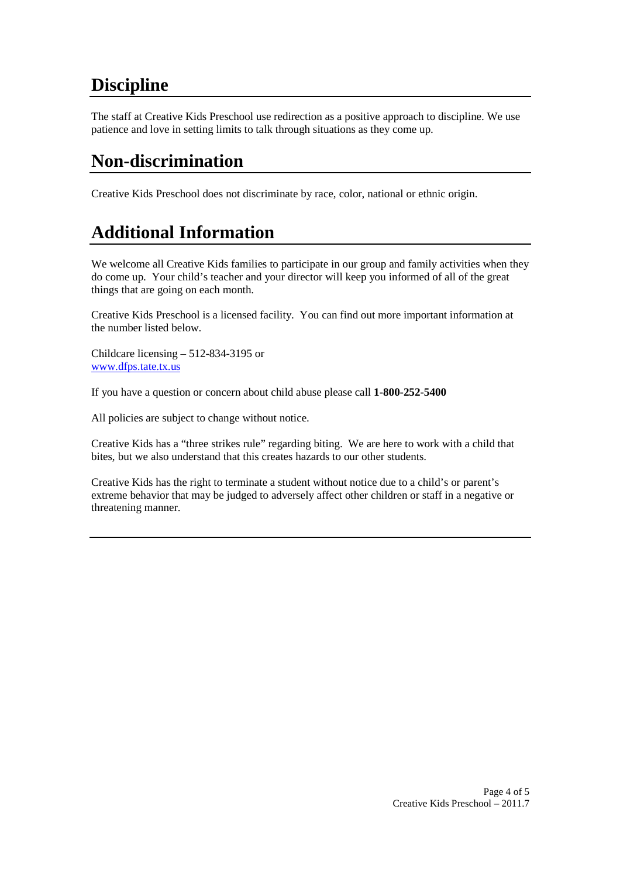# Discipline

The staff at Creative Kids Preschool use redirection as a positive approach to discipline. We use patience and love in setting limits to talk through situations as they come up.

# Non-discrimination

Creative Kids Preschool does not discriminate by race, color, national or ethnic origin.

# Additional Information

We welcome all Creative Kids families to participate in our group and family activities when they do come up. Your child's teacher and your director will keep you informed of all of the great things that are going on each month.

Creative Kids Preschool is a licensed facility. You can find out more important information at the number listed below.

Childcare licensing – 512-834-3195 or
[www.dfps.tate.tx.us](www.dfps.tate.tx.us)

If you have a question or concern about child abuse please call **1-800-252-5400**

All policies are subject to change without notice.

Creative Kids has a "three strikes rule" regarding biting. We are here to work with a child that bites, but we also understand that this creates hazards to our other students.

Creative Kids has the right to terminate a student without notice due to a child's or parent's extreme behavior that may be judged to adversely affect other children or staff in a negative or threatening manner.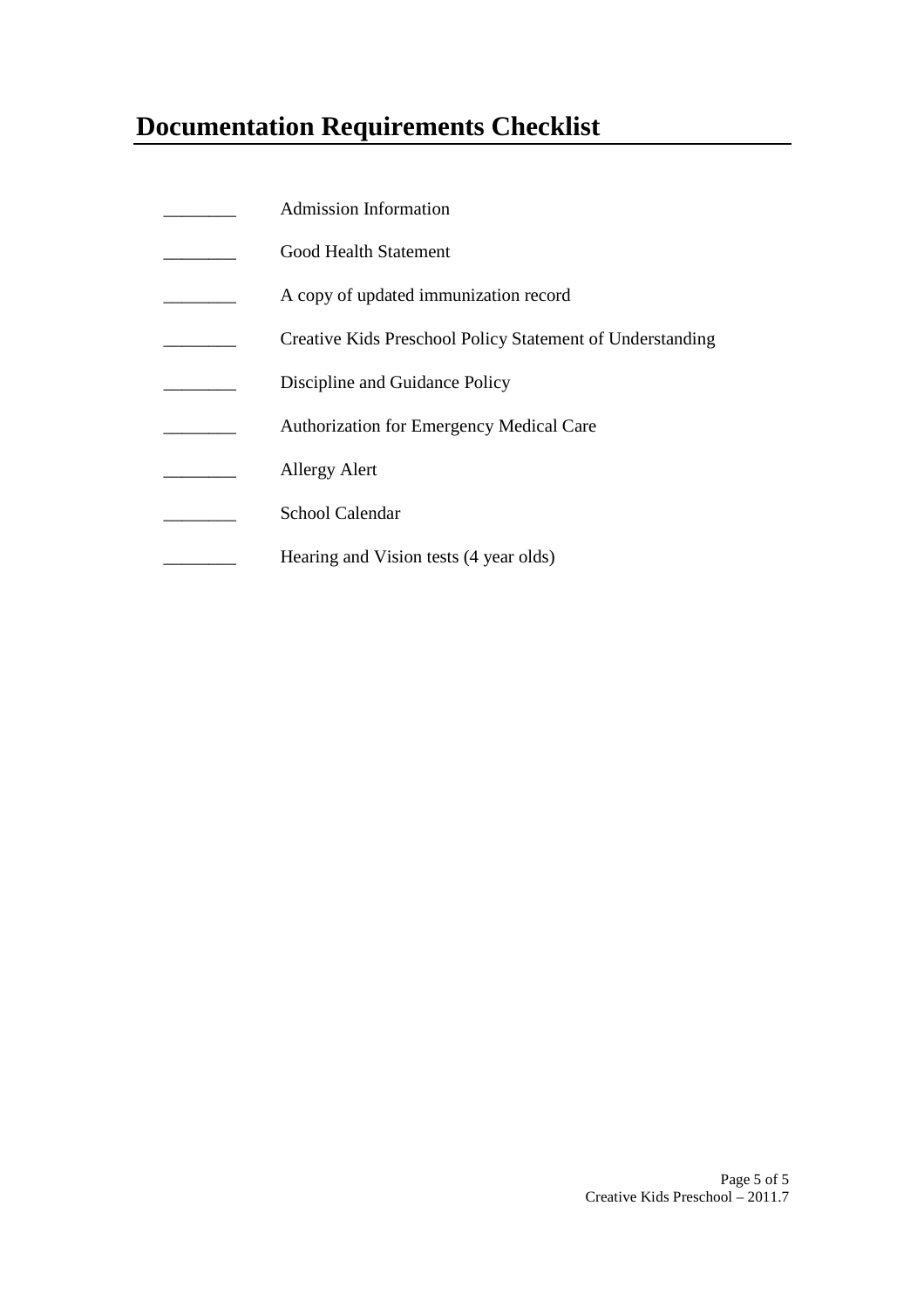# Documentation Requirements Checklist

________ Admission Information

________ Good Health Statement

________ A copy of updated immunization record

________ Creative Kids Preschool Policy Statement of Understanding

________ Discipline and Guidance Policy

________ Authorization for Emergency Medical Care

________ Allergy Alert

________ School Calendar

________ Hearing and Vision tests (4 year olds)